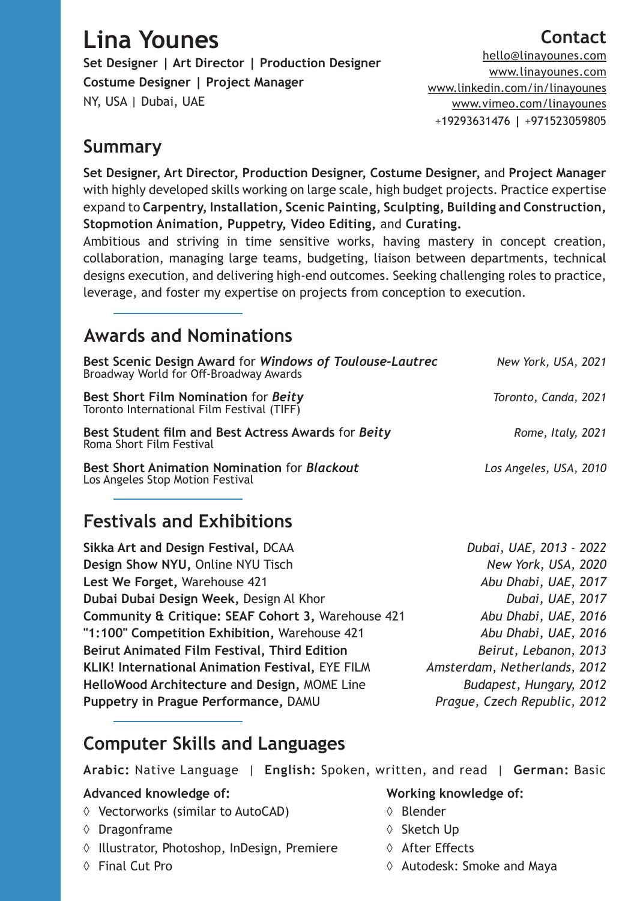# Lina Younes

**Set Designer | Art Director | Production Designer**
**Costume Designer | Project Manager**
NY, USA | Dubai, UAE

## Contact

hello@linayounes.com
www.linayounes.com
www.linkedin.com/in/linayounes
www.vimeo.com/linayounes
+19293631476 | +971523059805

## Summary

**Set Designer, Art Director, Production Designer, Costume Designer,** and **Project Manager** with highly developed skills working on large scale, high budget projects. Practice expertise expand to **Carpentry, Installation, Scenic Painting, Sculpting, Building and Construction, Stopmotion Animation, Puppetry, Video Editing,** and **Curating.**

Ambitious and striving in time sensitive works, having mastery in concept creation, collaboration, managing large teams, budgeting, liaison between departments, technical designs execution, and delivering high-end outcomes. Seeking challenging roles to practice, leverage, and foster my expertise on projects from conception to execution.

## Awards and Nominations

**Best Scenic Design Award** for ***Windows of Toulouse-Lautrec*** — *New York, USA, 2021*
Broadway World for Off-Broadway Awards

**Best Short Film Nomination** for ***Beity*** — *Toronto, Canda, 2021*
Toronto International Film Festival (TIFF)

**Best Student film and Best Actress Awards** for ***Beity*** — *Rome, Italy, 2021*
Roma Short Film Festival

**Best Short Animation Nomination** for ***Blackout*** — *Los Angeles, USA, 2010*
Los Angeles Stop Motion Festival

## Festivals and Exhibitions

**Sikka Art and Design Festival,** DCAA — *Dubai, UAE, 2013 - 2022*
**Design Show NYU,** Online NYU Tisch — *New York, USA, 2020*
**Lest We Forget,** Warehouse 421 — *Abu Dhabi, UAE, 2017*
**Dubai Dubai Design Week,** Design Al Khor — *Dubai, UAE, 2017*
**Community & Critique: SEAF Cohort 3,** Warehouse 421 — *Abu Dhabi, UAE, 2016*
**"1:100" Competition Exhibition,** Warehouse 421 — *Abu Dhabi, UAE, 2016*
**Beirut Animated Film Festival, Third Edition** — *Beirut, Lebanon, 2013*
**KLIK! International Animation Festival,** EYE FILM — *Amsterdam, Netherlands, 2012*
**HelloWood Architecture and Design,** MOME Line — *Budapest, Hungary, 2012*
**Puppetry in Prague Performance,** DAMU — *Prague, Czech Republic, 2012*

## Computer Skills and Languages

**Arabic:** Native Language | **English:** Spoken, written, and read | **German:** Basic

**Advanced knowledge of:**

- Vectorworks (similar to AutoCAD)
- Dragonframe
- Illustrator, Photoshop, InDesign, Premiere
- Final Cut Pro

**Working knowledge of:**

- Blender
- Sketch Up
- After Effects
- Autodesk: Smoke and Maya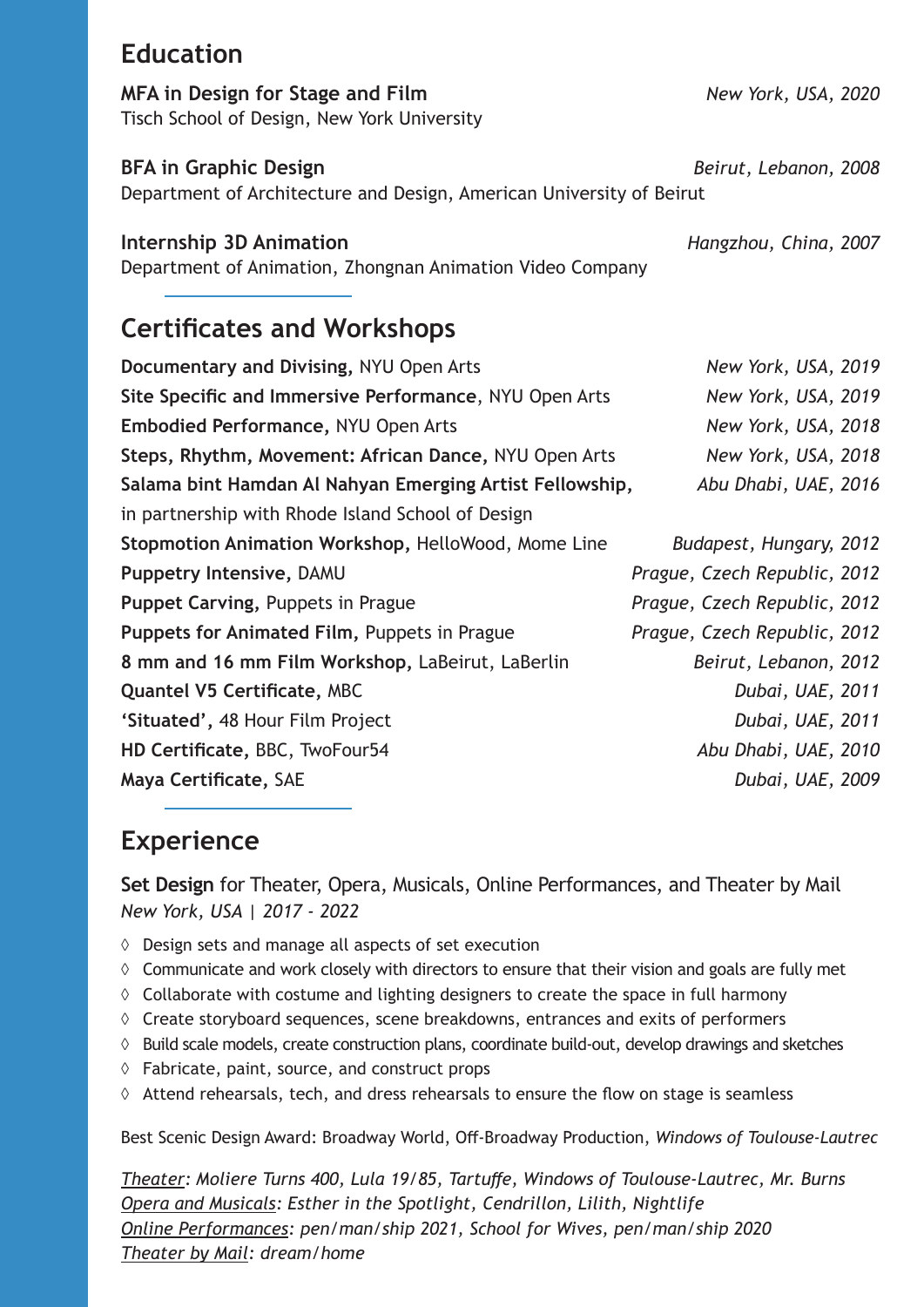## Education

**MFA in Design for Stage and Film** — *New York, USA, 2020*
Tisch School of Design, New York University

**BFA in Graphic Design** — *Beirut, Lebanon, 2008*
Department of Architecture and Design, American University of Beirut

**Internship 3D Animation** — *Hangzhou, China, 2007*
Department of Animation, Zhongnan Animation Video Company

## Certificates and Workshops

**Documentary and Divising,** NYU Open Arts — *New York, USA, 2019*
**Site Specific and Immersive Performance**, NYU Open Arts — *New York, USA, 2019*
**Embodied Performance,** NYU Open Arts — *New York, USA, 2018*
**Steps, Rhythm, Movement: African Dance,** NYU Open Arts — *New York, USA, 2018*
**Salama bint Hamdan Al Nahyan Emerging Artist Fellowship,** in partnership with Rhode Island School of Design — *Abu Dhabi, UAE, 2016*
**Stopmotion Animation Workshop,** HelloWood, Mome Line — *Budapest, Hungary, 2012*
**Puppetry Intensive,** DAMU — *Prague, Czech Republic, 2012*
**Puppet Carving,** Puppets in Prague — *Prague, Czech Republic, 2012*
**Puppets for Animated Film,** Puppets in Prague — *Prague, Czech Republic, 2012*
**8 mm and 16 mm Film Workshop,** LaBeirut, LaBerlin — *Beirut, Lebanon, 2012*
**Quantel V5 Certificate,** MBC — *Dubai, UAE, 2011*
**'Situated',** 48 Hour Film Project — *Dubai, UAE, 2011*
**HD Certificate,** BBC, TwoFour54 — *Abu Dhabi, UAE, 2010*
**Maya Certificate,** SAE — *Dubai, UAE, 2009*

## Experience

**Set Design** for Theater, Opera, Musicals, Online Performances, and Theater by Mail
*New York, USA | 2017 - 2022*

- ◊ Design sets and manage all aspects of set execution
- ◊ Communicate and work closely with directors to ensure that their vision and goals are fully met
- ◊ Collaborate with costume and lighting designers to create the space in full harmony
- ◊ Create storyboard sequences, scene breakdowns, entrances and exits of performers
- ◊ Build scale models, create construction plans, coordinate build-out, develop drawings and sketches
- ◊ Fabricate, paint, source, and construct props
- ◊ Attend rehearsals, tech, and dress rehearsals to ensure the flow on stage is seamless

Best Scenic Design Award: Broadway World, Off-Broadway Production, *Windows of Toulouse-Lautrec*

*Theater: Moliere Turns 400, Lula 19/85, Tartuffe, Windows of Toulouse-Lautrec, Mr. Burns*
*Opera and Musicals: Esther in the Spotlight, Cendrillon, Lilith, Nightlife*
*Online Performances: pen/man/ship 2021, School for Wives, pen/man/ship 2020*
*Theater by Mail: dream/home*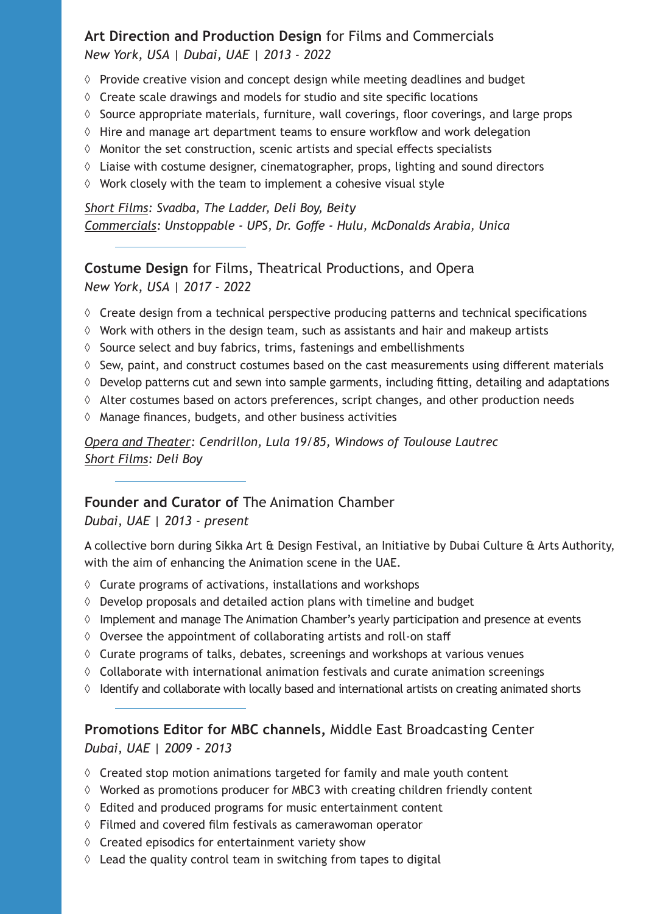### **Art Direction and Production Design** for Films and Commercials

*New York, USA | Dubai, UAE | 2013 - 2022*

- ◊ Provide creative vision and concept design while meeting deadlines and budget
- ◊ Create scale drawings and models for studio and site specific locations
- ◊ Source appropriate materials, furniture, wall coverings, floor coverings, and large props
- ◊ Hire and manage art department teams to ensure workflow and work delegation
- ◊ Monitor the set construction, scenic artists and special effects specialists
- ◊ Liaise with costume designer, cinematographer, props, lighting and sound directors
- ◊ Work closely with the team to implement a cohesive visual style

*Short Films: Svadba, The Ladder, Deli Boy, Beity*
*Commercials: Unstoppable - UPS, Dr. Goffe - Hulu, McDonalds Arabia, Unica*

---

### **Costume Design** for Films, Theatrical Productions, and Opera

*New York, USA | 2017 - 2022*

- ◊ Create design from a technical perspective producing patterns and technical specifications
- ◊ Work with others in the design team, such as assistants and hair and makeup artists
- ◊ Source select and buy fabrics, trims, fastenings and embellishments
- ◊ Sew, paint, and construct costumes based on the cast measurements using different materials
- ◊ Develop patterns cut and sewn into sample garments, including fitting, detailing and adaptations
- ◊ Alter costumes based on actors preferences, script changes, and other production needs
- ◊ Manage finances, budgets, and other business activities

*Opera and Theater: Cendrillon, Lula 19/85, Windows of Toulouse Lautrec*
*Short Films: Deli Boy*

---

### **Founder and Curator of** The Animation Chamber

*Dubai, UAE | 2013 - present*

A collective born during Sikka Art & Design Festival, an Initiative by Dubai Culture & Arts Authority, with the aim of enhancing the Animation scene in the UAE.

- ◊ Curate programs of activations, installations and workshops
- ◊ Develop proposals and detailed action plans with timeline and budget
- ◊ Implement and manage The Animation Chamber's yearly participation and presence at events
- ◊ Oversee the appointment of collaborating artists and roll-on staff
- ◊ Curate programs of talks, debates, screenings and workshops at various venues
- ◊ Collaborate with international animation festivals and curate animation screenings
- ◊ Identify and collaborate with locally based and international artists on creating animated shorts

---

### **Promotions Editor for MBC channels,** Middle East Broadcasting Center

*Dubai, UAE | 2009 - 2013*

- ◊ Created stop motion animations targeted for family and male youth content
- ◊ Worked as promotions producer for MBC3 with creating children friendly content
- ◊ Edited and produced programs for music entertainment content
- ◊ Filmed and covered film festivals as camerawoman operator
- ◊ Created episodics for entertainment variety show
- ◊ Lead the quality control team in switching from tapes to digital